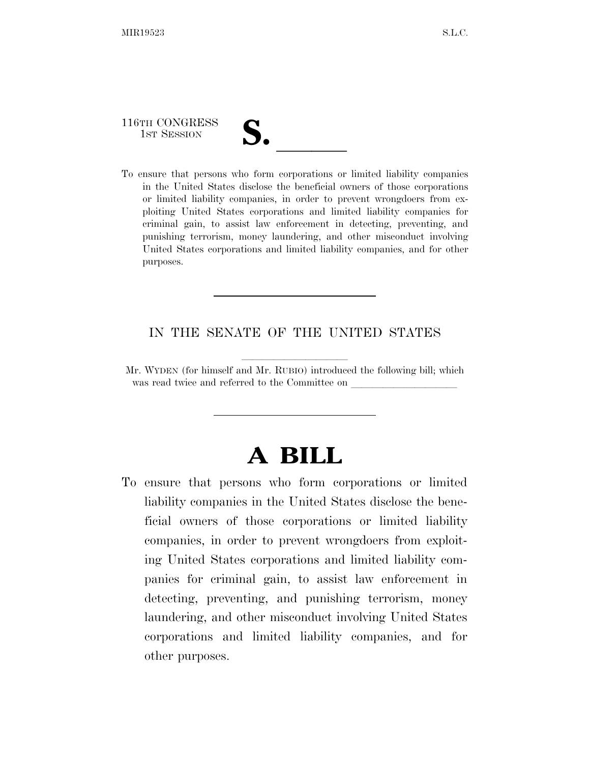116TH CONGRESS
1ST SESSION

# S. \_\_\_\_\_\_

To ensure that persons who form corporations or limited liability companies in the United States disclose the beneficial owners of those corporations or limited liability companies, in order to prevent wrongdoers from exploiting United States corporations and limited liability companies for criminal gain, to assist law enforcement in detecting, preventing, and punishing terrorism, money laundering, and other misconduct involving United States corporations and limited liability companies, and for other purposes.

---

IN THE SENATE OF THE UNITED STATES

Mr. WYDEN (for himself and Mr. RUBIO) introduced the following bill; which was read twice and referred to the Committee on \_\_\_\_\_\_\_\_\_\_\_\_\_\_\_\_\_\_\_\_

---

# A BILL

To ensure that persons who form corporations or limited liability companies in the United States disclose the beneficial owners of those corporations or limited liability companies, in order to prevent wrongdoers from exploiting United States corporations and limited liability companies for criminal gain, to assist law enforcement in detecting, preventing, and punishing terrorism, money laundering, and other misconduct involving United States corporations and limited liability companies, and for other purposes.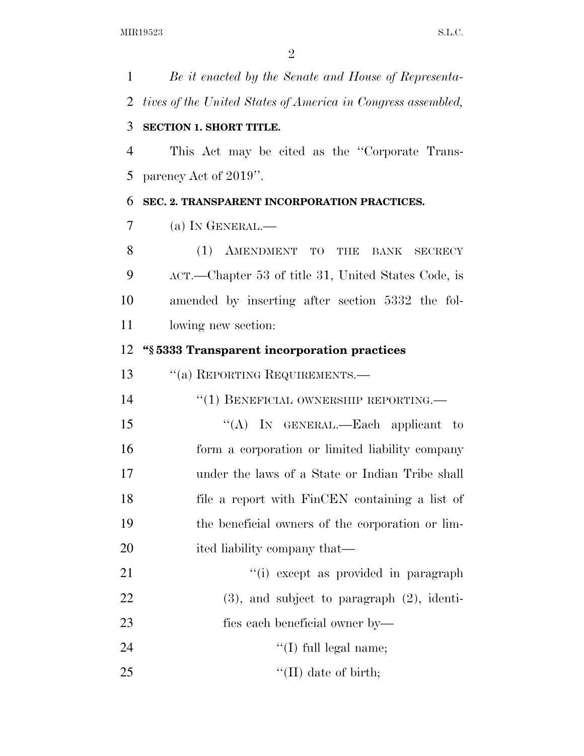*Be it enacted by the Senate and House of Representatives of the United States of America in Congress assembled,*

**SECTION 1. SHORT TITLE.**

This Act may be cited as the ''Corporate Transparency Act of 2019''.

**SEC. 2. TRANSPARENT INCORPORATION PRACTICES.**

(a) IN GENERAL.—

(1) AMENDMENT TO THE BANK SECRECY ACT.—Chapter 53 of title 31, United States Code, is amended by inserting after section 5332 the following new section:

**''§ 5333 Transparent incorporation practices**

''(a) REPORTING REQUIREMENTS.—

''(1) BENEFICIAL OWNERSHIP REPORTING.—

''(A) IN GENERAL.—Each applicant to form a corporation or limited liability company under the laws of a State or Indian Tribe shall file a report with FinCEN containing a list of the beneficial owners of the corporation or limited liability company that—

''(i) except as provided in paragraph (3), and subject to paragraph (2), identifies each beneficial owner by—

''(I) full legal name;

''(II) date of birth;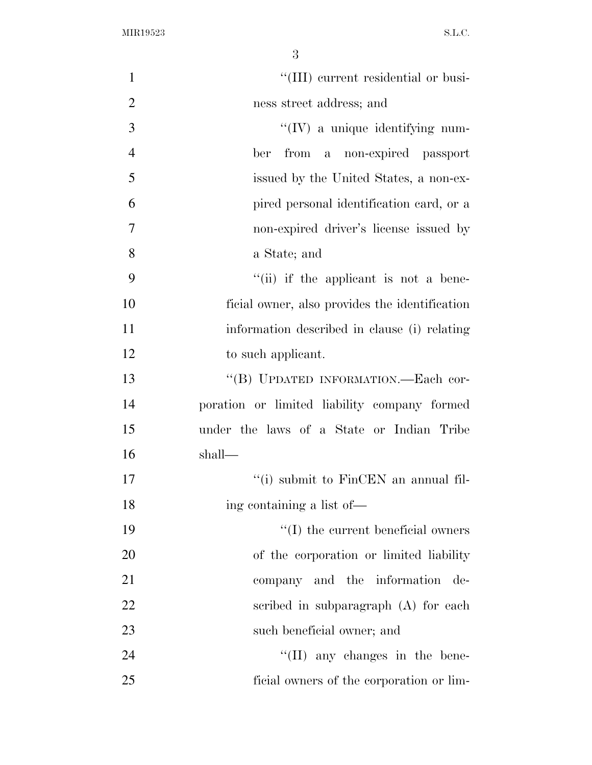"(III) current residential or business street address; and

"(IV) a unique identifying number from a non-expired passport issued by the United States, a non-expired personal identification card, or a non-expired driver's license issued by a State; and

"(ii) if the applicant is not a beneficial owner, also provides the identification information described in clause (i) relating to such applicant.

"(B) UPDATED INFORMATION.—Each corporation or limited liability company formed under the laws of a State or Indian Tribe shall—

"(i) submit to FinCEN an annual filing containing a list of—

"(I) the current beneficial owners of the corporation or limited liability company and the information described in subparagraph (A) for each such beneficial owner; and

"(II) any changes in the beneficial owners of the corporation or lim-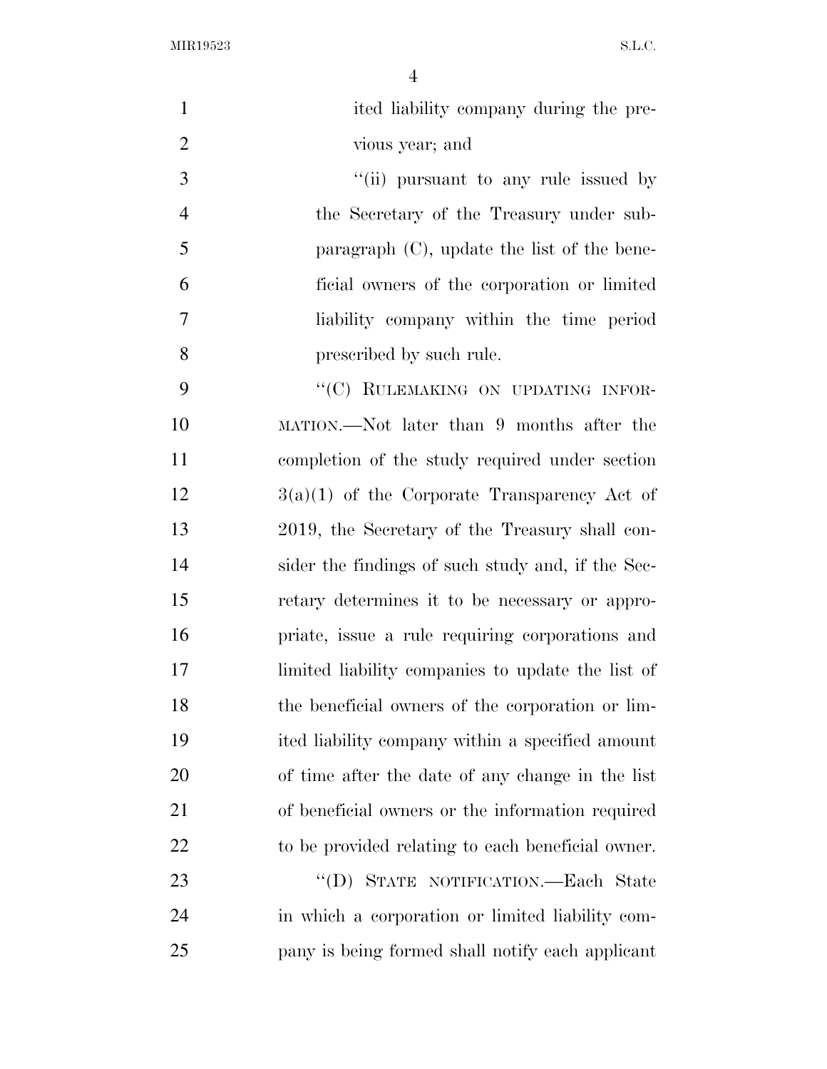ited liability company during the previous year; and

''(ii) pursuant to any rule issued by the Secretary of the Treasury under subparagraph (C), update the list of the beneficial owners of the corporation or limited liability company within the time period prescribed by such rule.

''(C) RULEMAKING ON UPDATING INFORMATION.—Not later than 9 months after the completion of the study required under section 3(a)(1) of the Corporate Transparency Act of 2019, the Secretary of the Treasury shall consider the findings of such study and, if the Secretary determines it to be necessary or appropriate, issue a rule requiring corporations and limited liability companies to update the list of the beneficial owners of the corporation or limited liability company within a specified amount of time after the date of any change in the list of beneficial owners or the information required to be provided relating to each beneficial owner.

''(D) STATE NOTIFICATION.—Each State in which a corporation or limited liability company is being formed shall notify each applicant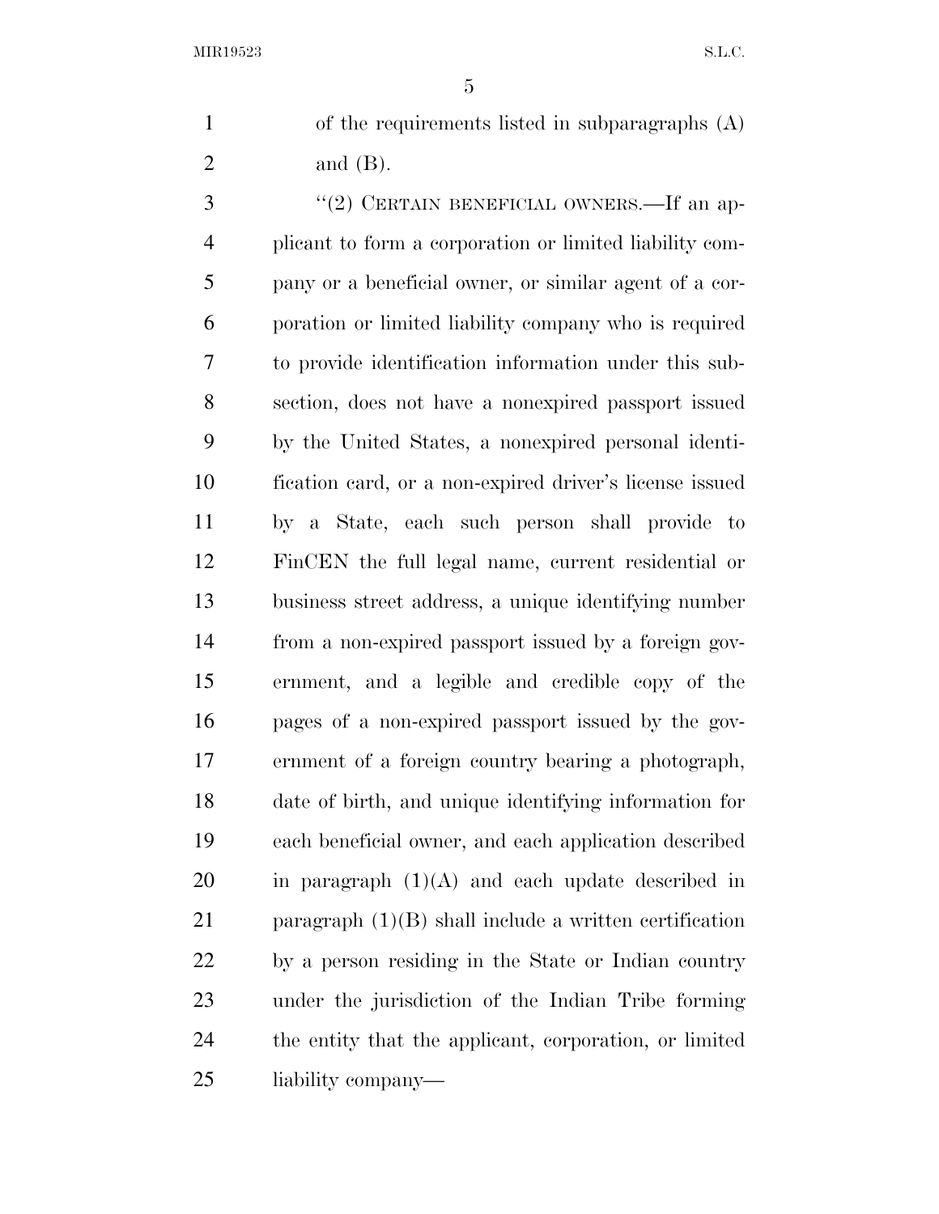of the requirements listed in subparagraphs (A) and (B).

"(2) CERTAIN BENEFICIAL OWNERS.—If an applicant to form a corporation or limited liability company or a beneficial owner, or similar agent of a corporation or limited liability company who is required to provide identification information under this subsection, does not have a nonexpired passport issued by the United States, a nonexpired personal identification card, or a non-expired driver's license issued by a State, each such person shall provide to FinCEN the full legal name, current residential or business street address, a unique identifying number from a non-expired passport issued by a foreign government, and a legible and credible copy of the pages of a non-expired passport issued by the government of a foreign country bearing a photograph, date of birth, and unique identifying information for each beneficial owner, and each application described in paragraph (1)(A) and each update described in paragraph (1)(B) shall include a written certification by a person residing in the State or Indian country under the jurisdiction of the Indian Tribe forming the entity that the applicant, corporation, or limited liability company—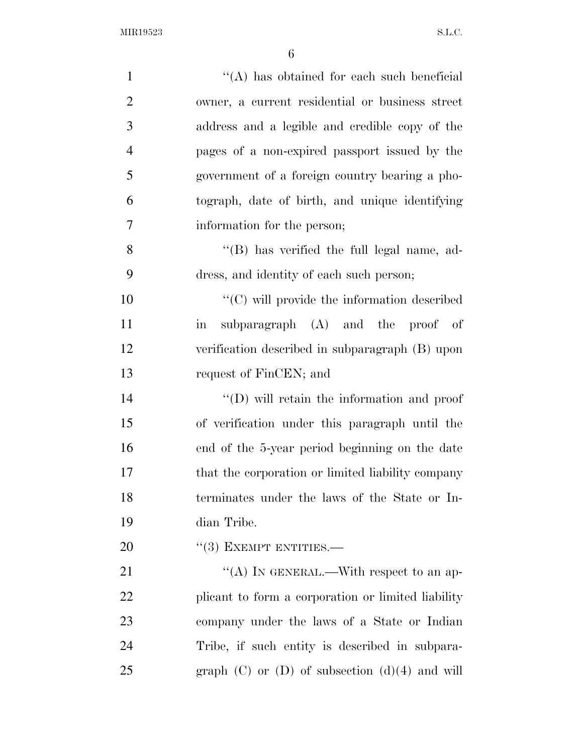''(A) has obtained for each such beneficial owner, a current residential or business street address and a legible and credible copy of the pages of a non-expired passport issued by the government of a foreign country bearing a photograph, date of birth, and unique identifying information for the person;

''(B) has verified the full legal name, address, and identity of each such person;

''(C) will provide the information described in subparagraph (A) and the proof of verification described in subparagraph (B) upon request of FinCEN; and

''(D) will retain the information and proof of verification under this paragraph until the end of the 5-year period beginning on the date that the corporation or limited liability company terminates under the laws of the State or Indian Tribe.

''(3) EXEMPT ENTITIES.—

''(A) IN GENERAL.—With respect to an applicant to form a corporation or limited liability company under the laws of a State or Indian Tribe, if such entity is described in subparagraph (C) or (D) of subsection (d)(4) and will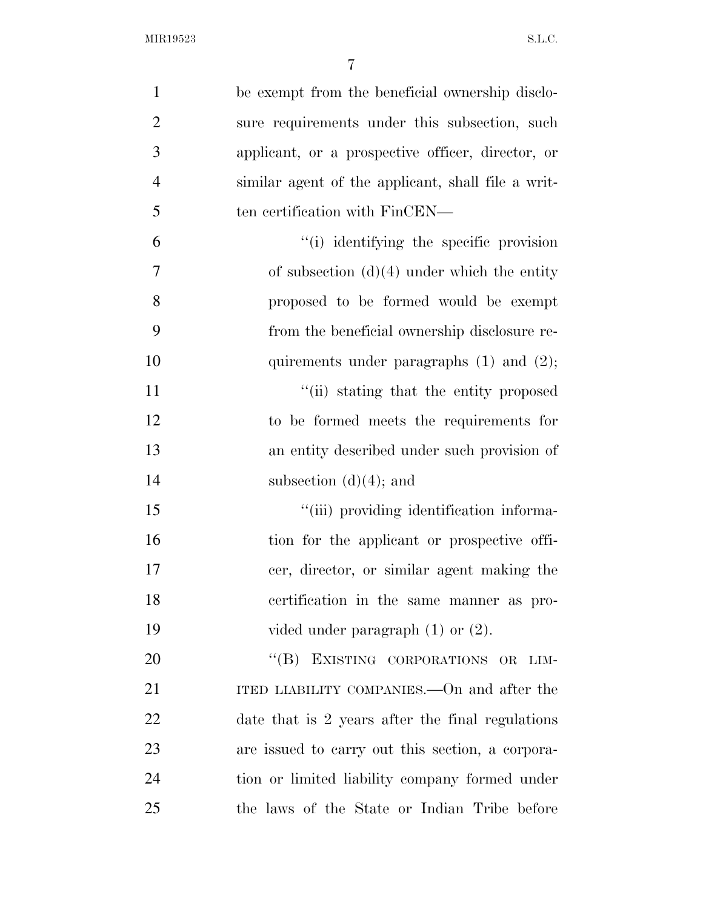be exempt from the beneficial ownership disclosure requirements under this subsection, such applicant, or a prospective officer, director, or similar agent of the applicant, shall file a written certification with FinCEN—

> ''(i) identifying the specific provision of subsection (d)(4) under which the entity proposed to be formed would be exempt from the beneficial ownership disclosure requirements under paragraphs (1) and (2);
>
> ''(ii) stating that the entity proposed to be formed meets the requirements for an entity described under such provision of subsection (d)(4); and
>
> ''(iii) providing identification information for the applicant or prospective officer, director, or similar agent making the certification in the same manner as provided under paragraph (1) or (2).

''(B) EXISTING CORPORATIONS OR LIMITED LIABILITY COMPANIES.—On and after the date that is 2 years after the final regulations are issued to carry out this section, a corporation or limited liability company formed under the laws of the State or Indian Tribe before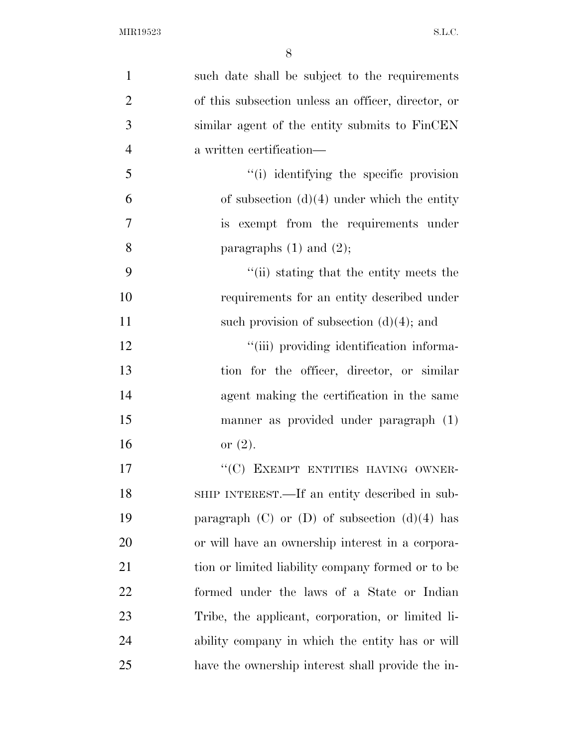such date shall be subject to the requirements of this subsection unless an officer, director, or similar agent of the entity submits to FinCEN a written certification—

''(i) identifying the specific provision of subsection (d)(4) under which the entity is exempt from the requirements under paragraphs (1) and (2);

''(ii) stating that the entity meets the requirements for an entity described under such provision of subsection (d)(4); and

''(iii) providing identification information for the officer, director, or similar agent making the certification in the same manner as provided under paragraph (1) or (2).

''(C) EXEMPT ENTITIES HAVING OWNERSHIP INTEREST.—If an entity described in subparagraph (C) or (D) of subsection (d)(4) has or will have an ownership interest in a corporation or limited liability company formed or to be formed under the laws of a State or Indian Tribe, the applicant, corporation, or limited liability company in which the entity has or will have the ownership interest shall provide the in-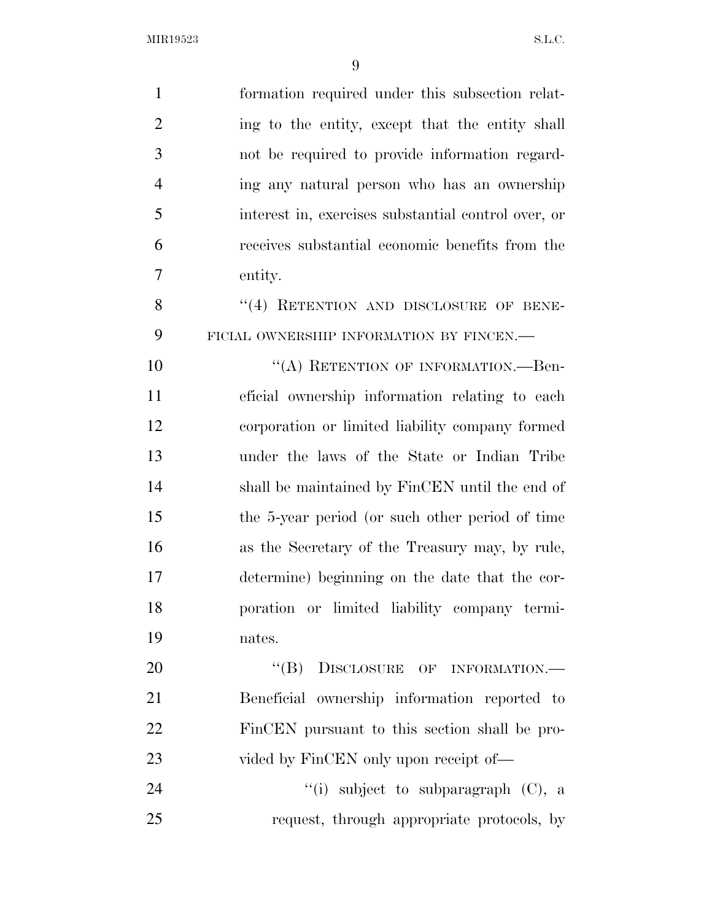formation required under this subsection relating to the entity, except that the entity shall not be required to provide information regarding any natural person who has an ownership interest in, exercises substantial control over, or receives substantial economic benefits from the entity.

"(4) RETENTION AND DISCLOSURE OF BENEFICIAL OWNERSHIP INFORMATION BY FINCEN.—

"(A) RETENTION OF INFORMATION.—Beneficial ownership information relating to each corporation or limited liability company formed under the laws of the State or Indian Tribe shall be maintained by FinCEN until the end of the 5-year period (or such other period of time as the Secretary of the Treasury may, by rule, determine) beginning on the date that the corporation or limited liability company terminates.

"(B) DISCLOSURE OF INFORMATION.—Beneficial ownership information reported to FinCEN pursuant to this section shall be provided by FinCEN only upon receipt of—

"(i) subject to subparagraph (C), a request, through appropriate protocols, by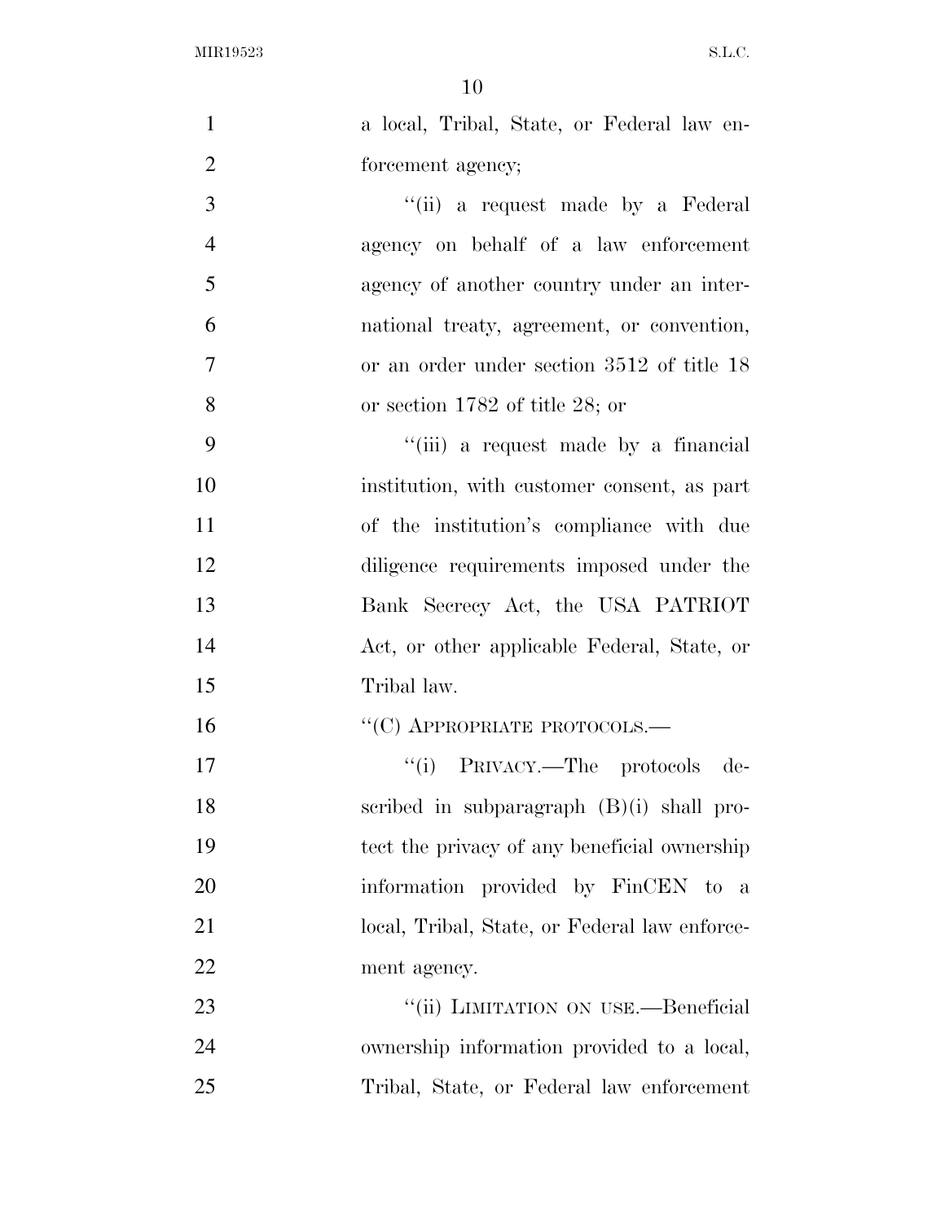a local, Tribal, State, or Federal law enforcement agency;

"(ii) a request made by a Federal agency on behalf of a law enforcement agency of another country under an international treaty, agreement, or convention, or an order under section 3512 of title 18 or section 1782 of title 28; or

"(iii) a request made by a financial institution, with customer consent, as part of the institution's compliance with due diligence requirements imposed under the Bank Secrecy Act, the USA PATRIOT Act, or other applicable Federal, State, or Tribal law.

"(C) APPROPRIATE PROTOCOLS.—

"(i) PRIVACY.—The protocols described in subparagraph (B)(i) shall protect the privacy of any beneficial ownership information provided by FinCEN to a local, Tribal, State, or Federal law enforcement agency.

"(ii) LIMITATION ON USE.—Beneficial ownership information provided to a local, Tribal, State, or Federal law enforcement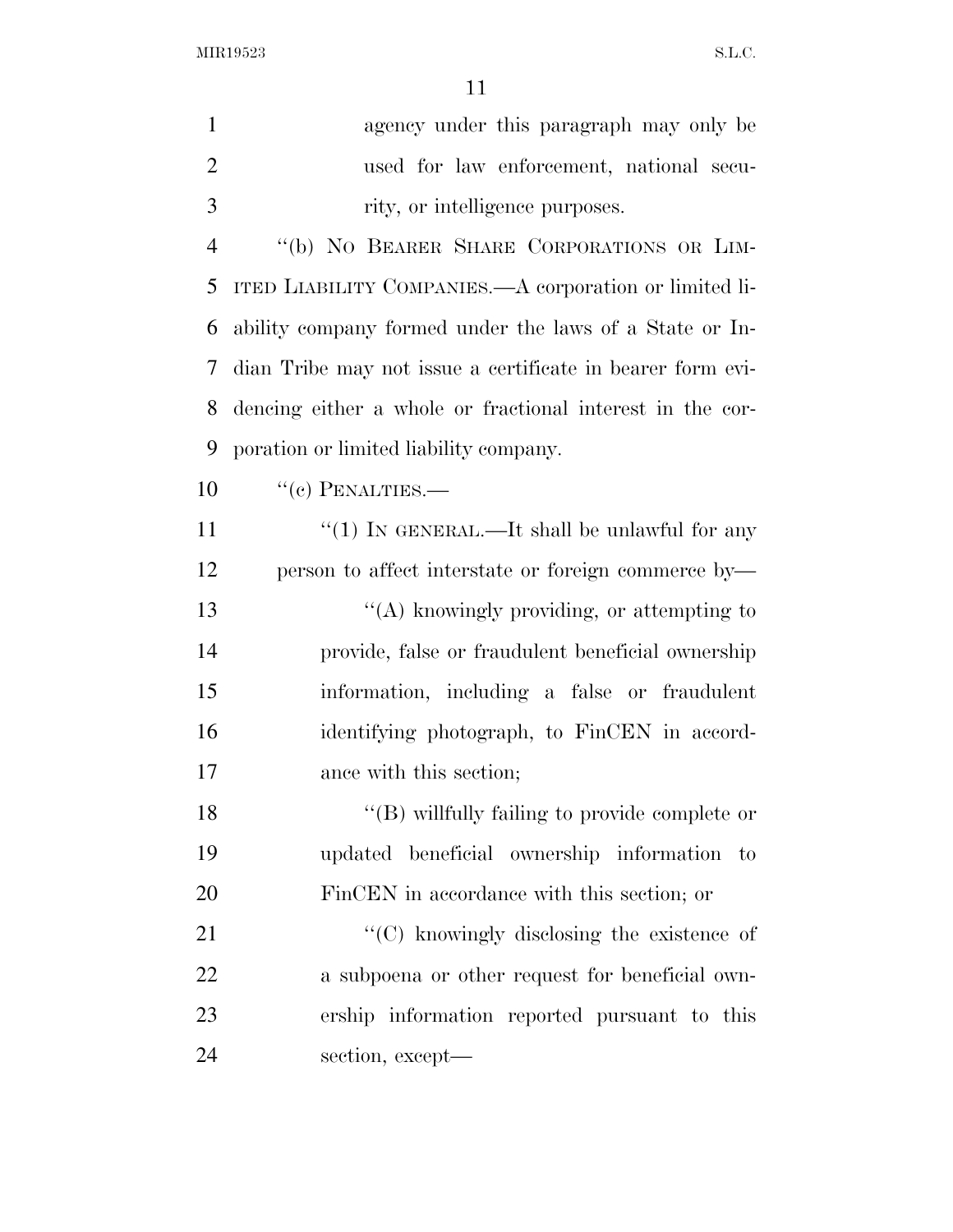agency under this paragraph may only be used for law enforcement, national security, or intelligence purposes.

"(b) NO BEARER SHARE CORPORATIONS OR LIMITED LIABILITY COMPANIES.—A corporation or limited liability company formed under the laws of a State or Indian Tribe may not issue a certificate in bearer form evidencing either a whole or fractional interest in the corporation or limited liability company.

"(c) PENALTIES.—

"(1) IN GENERAL.—It shall be unlawful for any person to affect interstate or foreign commerce by—

"(A) knowingly providing, or attempting to provide, false or fraudulent beneficial ownership information, including a false or fraudulent identifying photograph, to FinCEN in accordance with this section;

"(B) willfully failing to provide complete or updated beneficial ownership information to FinCEN in accordance with this section; or

"(C) knowingly disclosing the existence of a subpoena or other request for beneficial ownership information reported pursuant to this section, except—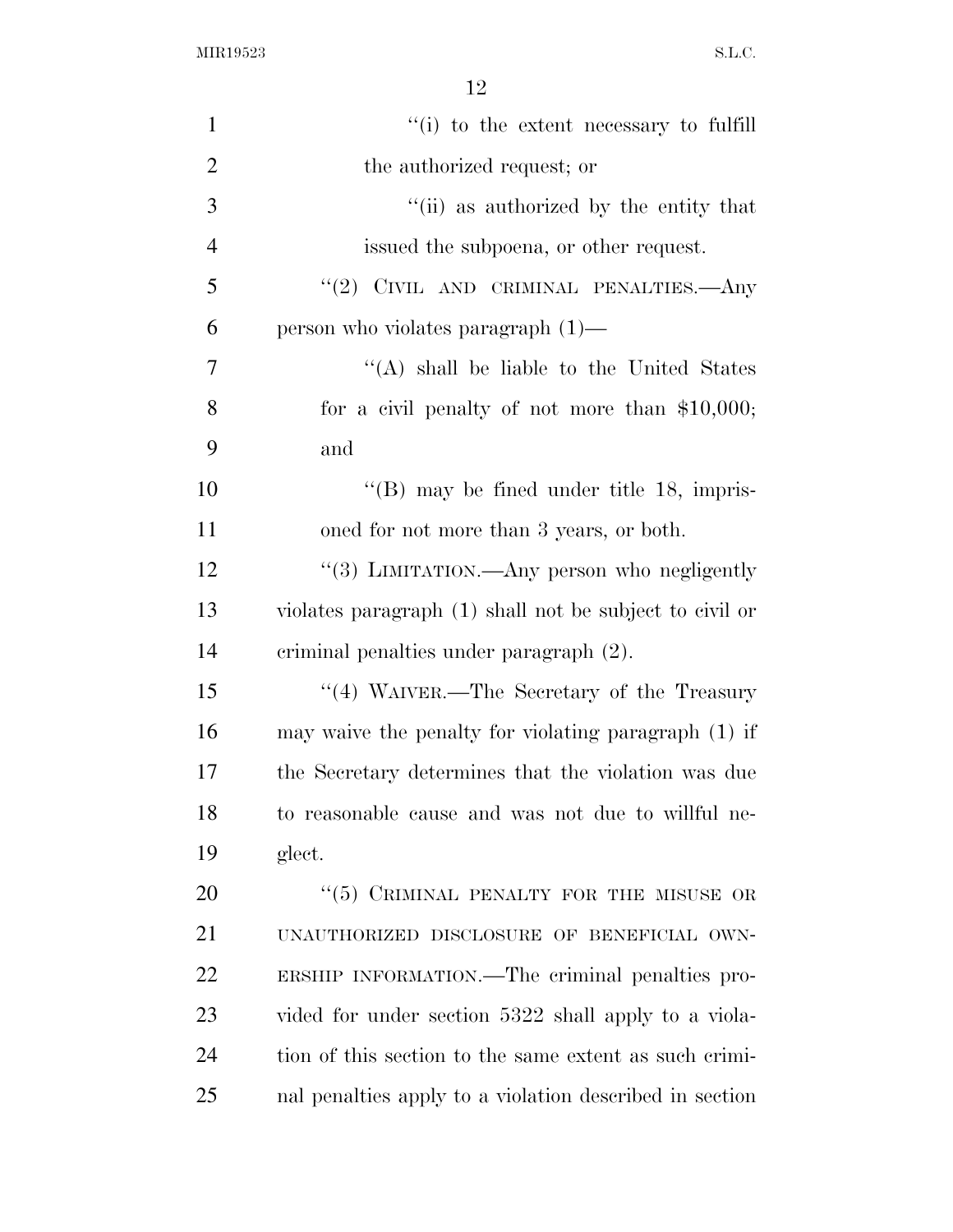''(i) to the extent necessary to fulfill the authorized request; or

''(ii) as authorized by the entity that issued the subpoena, or other request.

''(2) CIVIL AND CRIMINAL PENALTIES.—Any person who violates paragraph (1)—

''(A) shall be liable to the United States for a civil penalty of not more than $10,000; and

''(B) may be fined under title 18, imprisoned for not more than 3 years, or both.

''(3) LIMITATION.—Any person who negligently violates paragraph (1) shall not be subject to civil or criminal penalties under paragraph (2).

''(4) WAIVER.—The Secretary of the Treasury may waive the penalty for violating paragraph (1) if the Secretary determines that the violation was due to reasonable cause and was not due to willful neglect.

''(5) CRIMINAL PENALTY FOR THE MISUSE OR UNAUTHORIZED DISCLOSURE OF BENEFICIAL OWNERSHIP INFORMATION.—The criminal penalties provided for under section 5322 shall apply to a violation of this section to the same extent as such criminal penalties apply to a violation described in section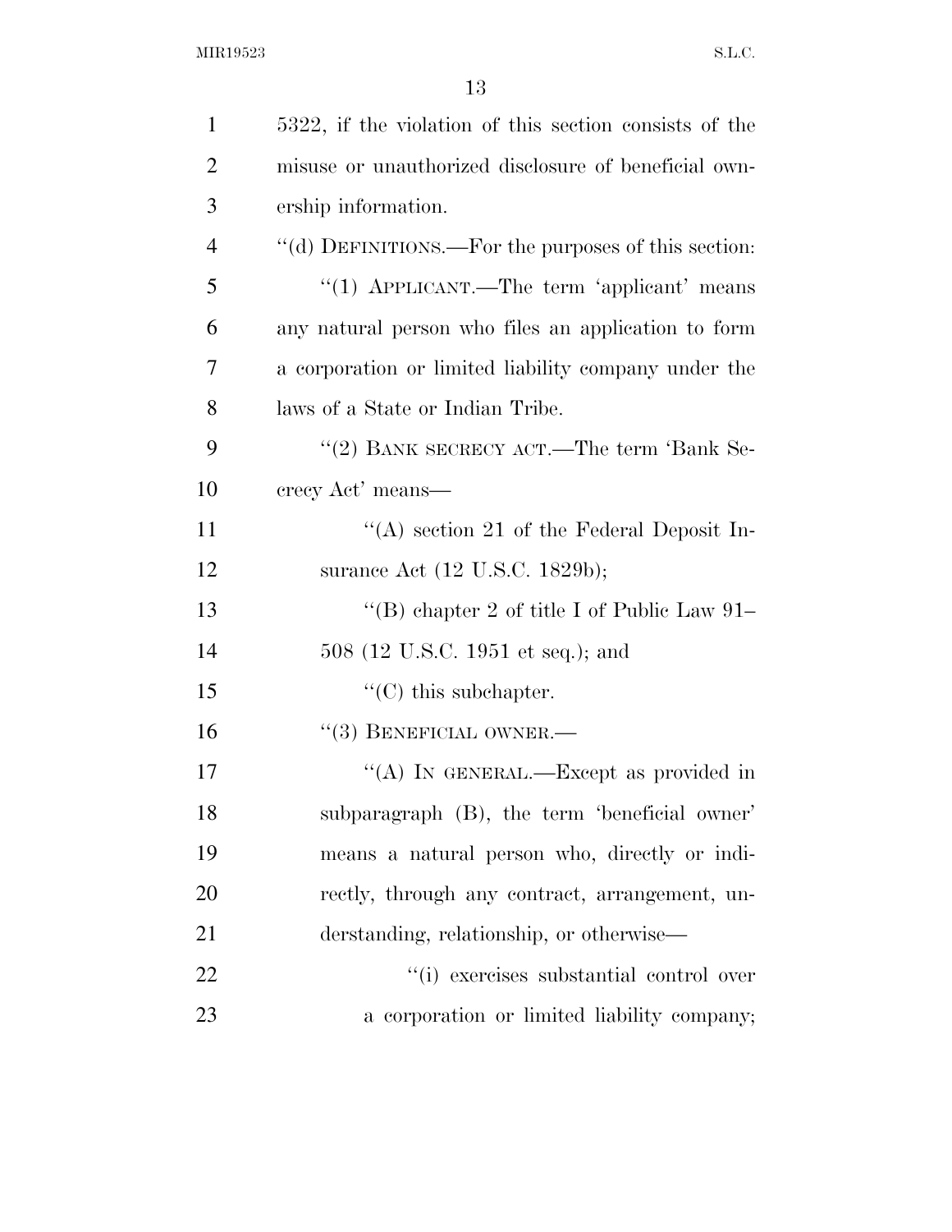5322, if the violation of this section consists of the misuse or unauthorized disclosure of beneficial ownership information.

"(d) DEFINITIONS.—For the purposes of this section:

"(1) APPLICANT.—The term 'applicant' means any natural person who files an application to form a corporation or limited liability company under the laws of a State or Indian Tribe.

"(2) BANK SECRECY ACT.—The term 'Bank Secrecy Act' means—

"(A) section 21 of the Federal Deposit Insurance Act (12 U.S.C. 1829b);

"(B) chapter 2 of title I of Public Law 91–508 (12 U.S.C. 1951 et seq.); and

"(C) this subchapter.

"(3) BENEFICIAL OWNER.—

"(A) IN GENERAL.—Except as provided in subparagraph (B), the term 'beneficial owner' means a natural person who, directly or indirectly, through any contract, arrangement, understanding, relationship, or otherwise—

"(i) exercises substantial control over a corporation or limited liability company;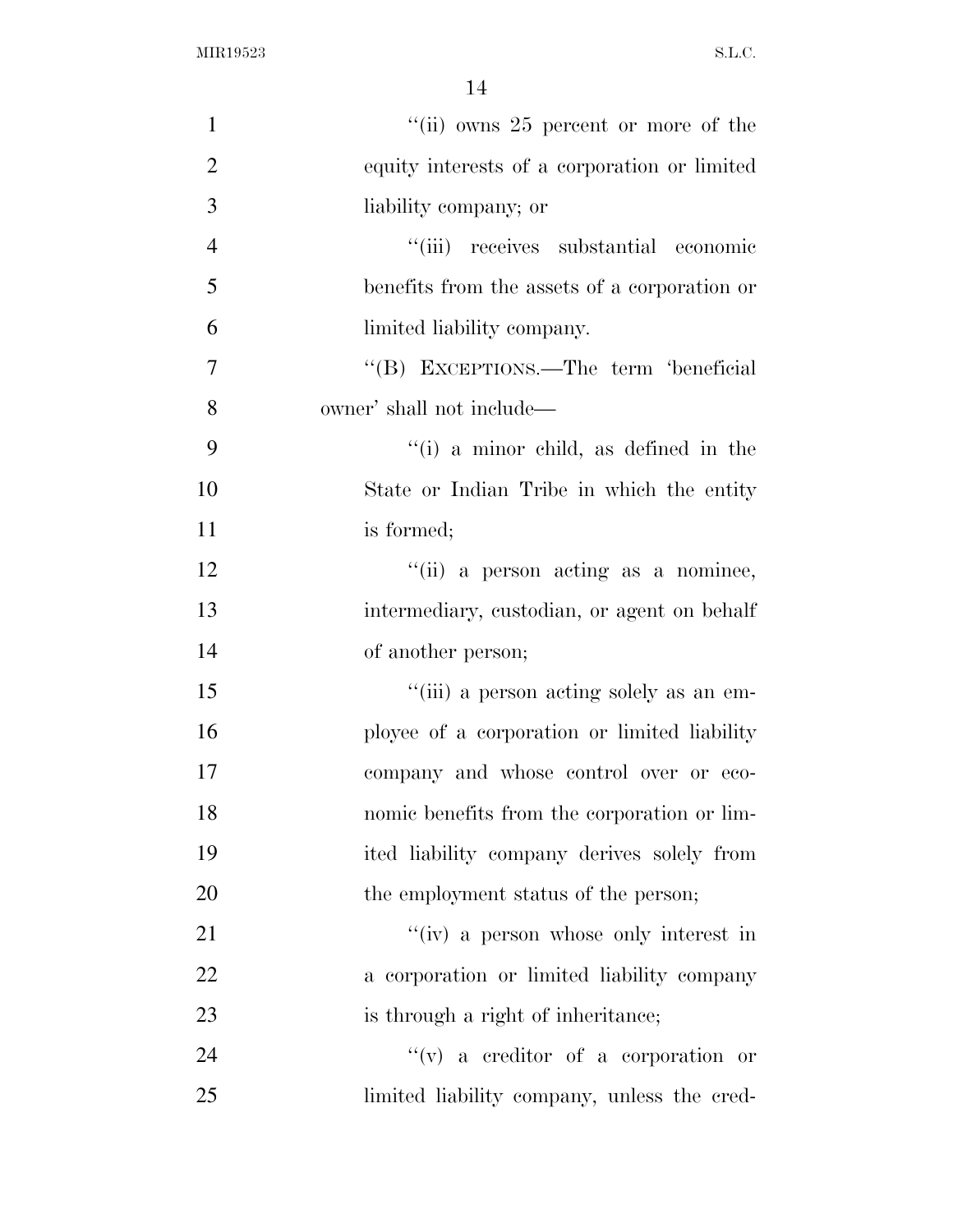''(ii) owns 25 percent or more of the equity interests of a corporation or limited liability company; or

''(iii) receives substantial economic benefits from the assets of a corporation or limited liability company.

''(B) EXCEPTIONS.—The term 'beneficial owner' shall not include—

''(i) a minor child, as defined in the State or Indian Tribe in which the entity is formed;

''(ii) a person acting as a nominee, intermediary, custodian, or agent on behalf of another person;

''(iii) a person acting solely as an employee of a corporation or limited liability company and whose control over or economic benefits from the corporation or limited liability company derives solely from the employment status of the person;

''(iv) a person whose only interest in a corporation or limited liability company is through a right of inheritance;

''(v) a creditor of a corporation or limited liability company, unless the cred-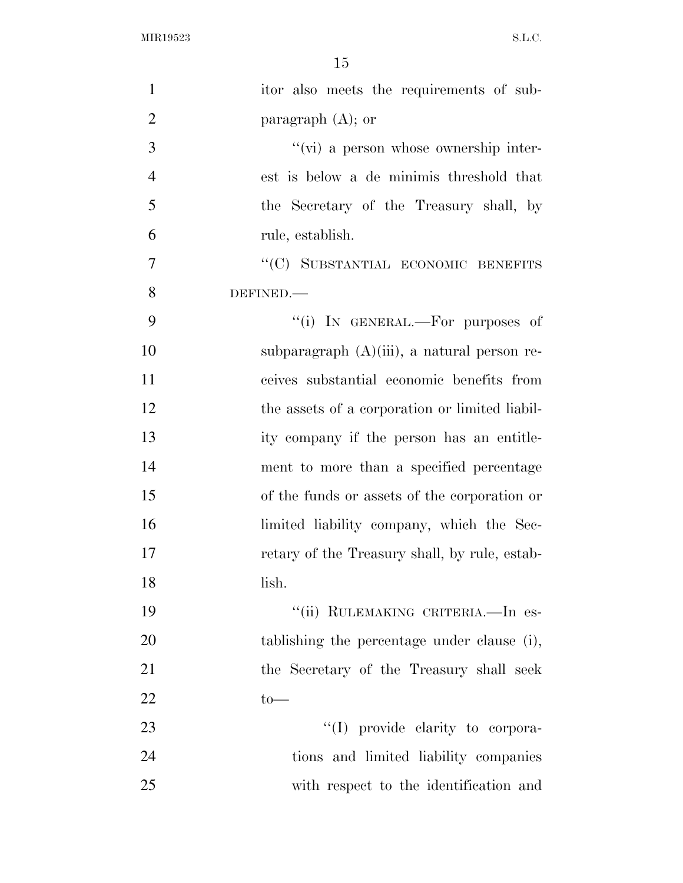itor also meets the requirements of subparagraph (A); or

"(vi) a person whose ownership interest is below a de minimis threshold that the Secretary of the Treasury shall, by rule, establish.

"(C) SUBSTANTIAL ECONOMIC BENEFITS DEFINED.—

"(i) IN GENERAL.—For purposes of subparagraph (A)(iii), a natural person receives substantial economic benefits from the assets of a corporation or limited liability company if the person has an entitlement to more than a specified percentage of the funds or assets of the corporation or limited liability company, which the Secretary of the Treasury shall, by rule, establish.

"(ii) RULEMAKING CRITERIA.—In establishing the percentage under clause (i), the Secretary of the Treasury shall seek to—

"(I) provide clarity to corporations and limited liability companies with respect to the identification and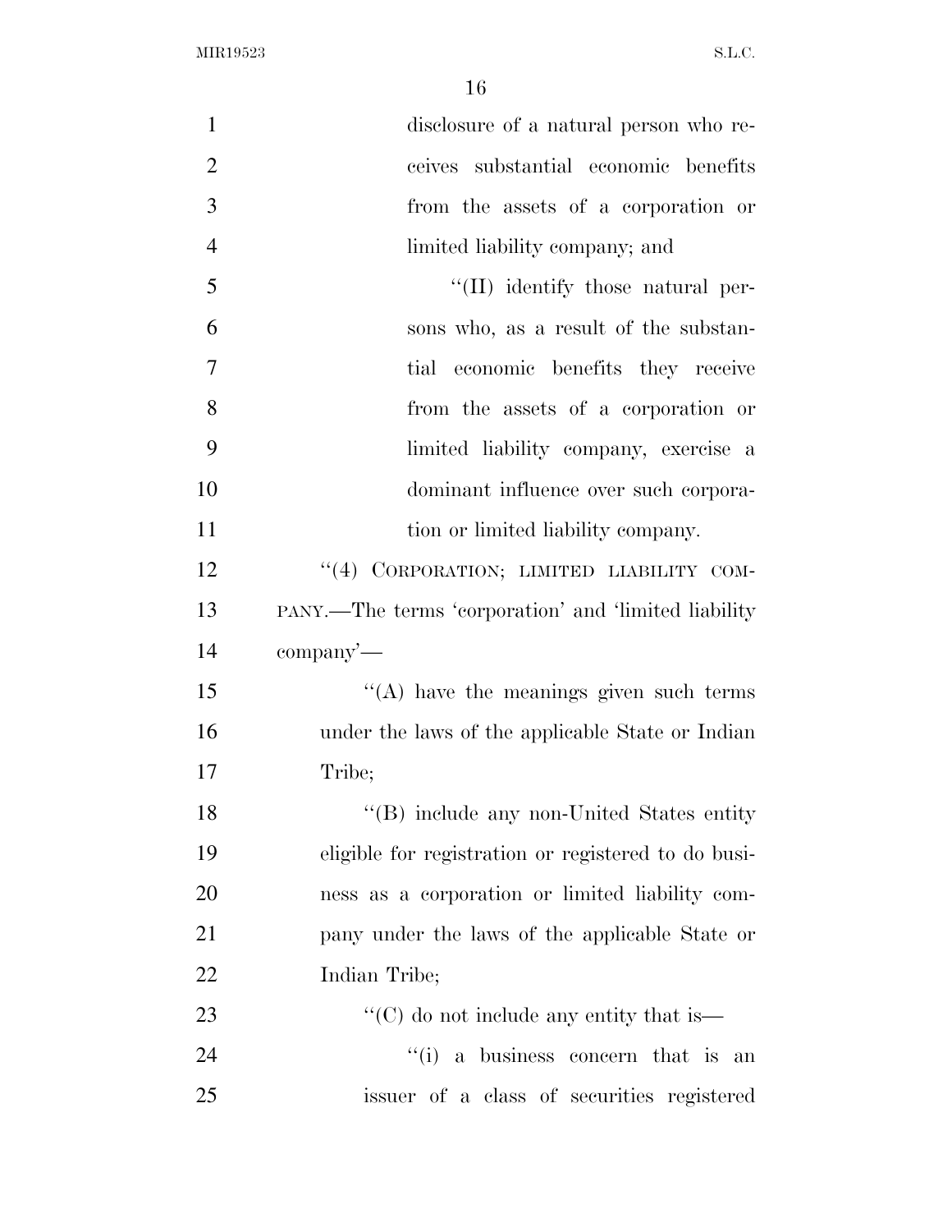disclosure of a natural person who receives substantial economic benefits from the assets of a corporation or limited liability company; and

"(II) identify those natural persons who, as a result of the substantial economic benefits they receive from the assets of a corporation or limited liability company, exercise a dominant influence over such corporation or limited liability company.

"(4) CORPORATION; LIMITED LIABILITY COMPANY.—The terms 'corporation' and 'limited liability company'—

"(A) have the meanings given such terms under the laws of the applicable State or Indian Tribe;

"(B) include any non-United States entity eligible for registration or registered to do business as a corporation or limited liability company under the laws of the applicable State or Indian Tribe;

"(C) do not include any entity that is—

"(i) a business concern that is an issuer of a class of securities registered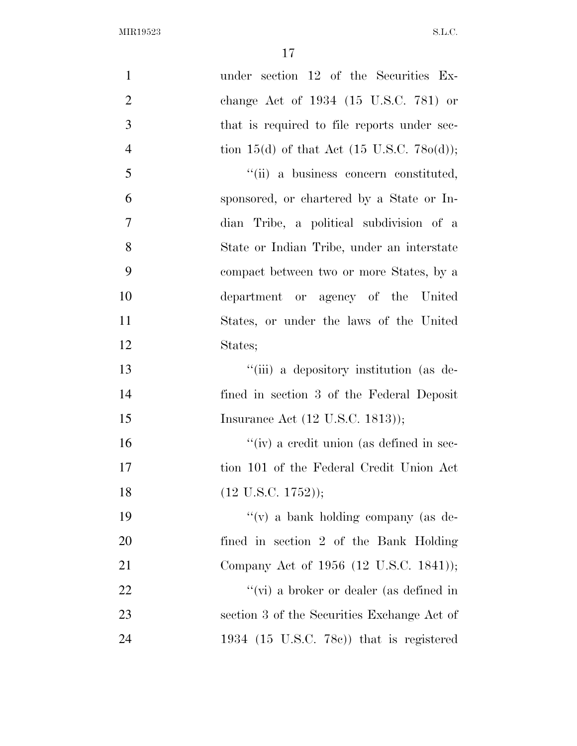under section 12 of the Securities Exchange Act of 1934 (15 U.S.C. 78l) or that is required to file reports under section 15(d) of that Act (15 U.S.C. 78o(d));

''(ii) a business concern constituted, sponsored, or chartered by a State or Indian Tribe, a political subdivision of a State or Indian Tribe, under an interstate compact between two or more States, by a department or agency of the United States, or under the laws of the United States;

''(iii) a depository institution (as defined in section 3 of the Federal Deposit Insurance Act (12 U.S.C. 1813));

''(iv) a credit union (as defined in section 101 of the Federal Credit Union Act (12 U.S.C. 1752));

''(v) a bank holding company (as defined in section 2 of the Bank Holding Company Act of 1956 (12 U.S.C. 1841));

''(vi) a broker or dealer (as defined in section 3 of the Securities Exchange Act of 1934 (15 U.S.C. 78c)) that is registered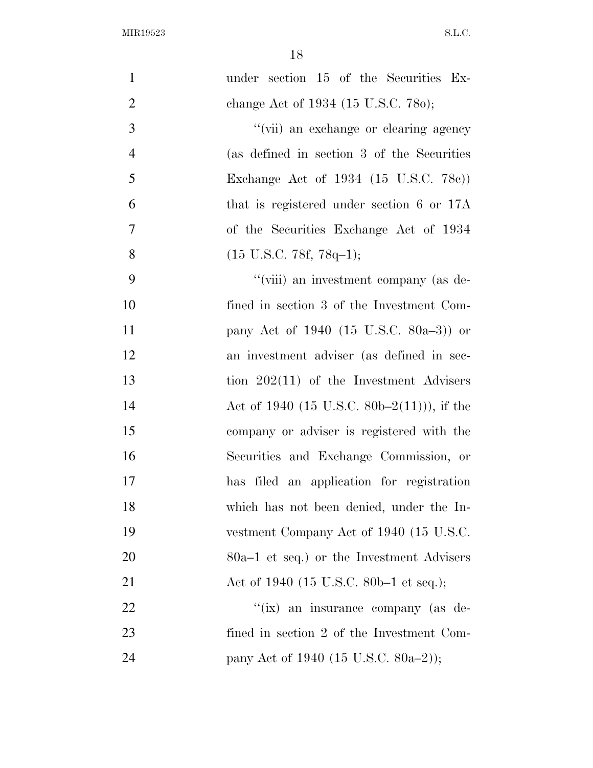under section 15 of the Securities Exchange Act of 1934 (15 U.S.C. 78o);

''(vii) an exchange or clearing agency (as defined in section 3 of the Securities Exchange Act of 1934 (15 U.S.C. 78c)) that is registered under section 6 or 17A of the Securities Exchange Act of 1934 (15 U.S.C. 78f, 78q–1);

''(viii) an investment company (as defined in section 3 of the Investment Company Act of 1940 (15 U.S.C. 80a–3)) or an investment adviser (as defined in section 202(11) of the Investment Advisers Act of 1940 (15 U.S.C. 80b–2(11))), if the company or adviser is registered with the Securities and Exchange Commission, or has filed an application for registration which has not been denied, under the Investment Company Act of 1940 (15 U.S.C. 80a–1 et seq.) or the Investment Advisers Act of 1940 (15 U.S.C. 80b–1 et seq.);

''(ix) an insurance company (as defined in section 2 of the Investment Company Act of 1940 (15 U.S.C. 80a–2));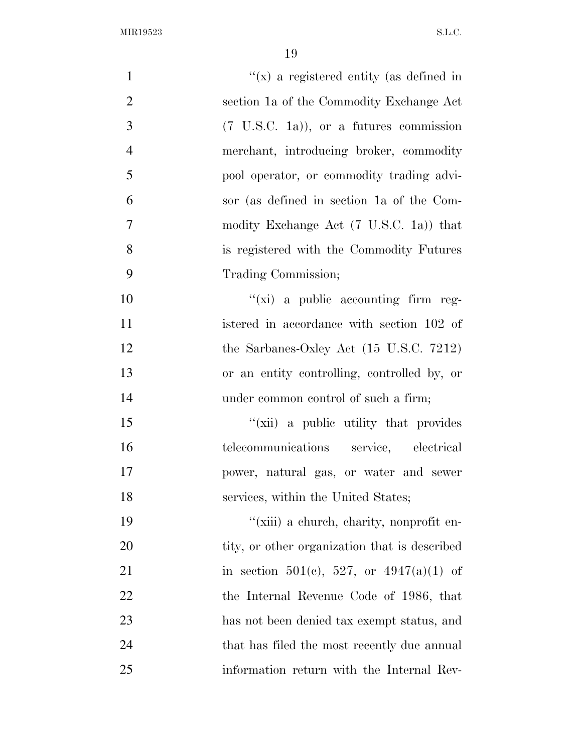"(x) a registered entity (as defined in section 1a of the Commodity Exchange Act (7 U.S.C. 1a)), or a futures commission merchant, introducing broker, commodity pool operator, or commodity trading advisor (as defined in section 1a of the Commodity Exchange Act (7 U.S.C. 1a)) that is registered with the Commodity Futures Trading Commission;

"(xi) a public accounting firm registered in accordance with section 102 of the Sarbanes-Oxley Act (15 U.S.C. 7212) or an entity controlling, controlled by, or under common control of such a firm;

"(xii) a public utility that provides telecommunications service, electrical power, natural gas, or water and sewer services, within the United States;

"(xiii) a church, charity, nonprofit entity, or other organization that is described in section 501(c), 527, or 4947(a)(1) of the Internal Revenue Code of 1986, that has not been denied tax exempt status, and that has filed the most recently due annual information return with the Internal Rev-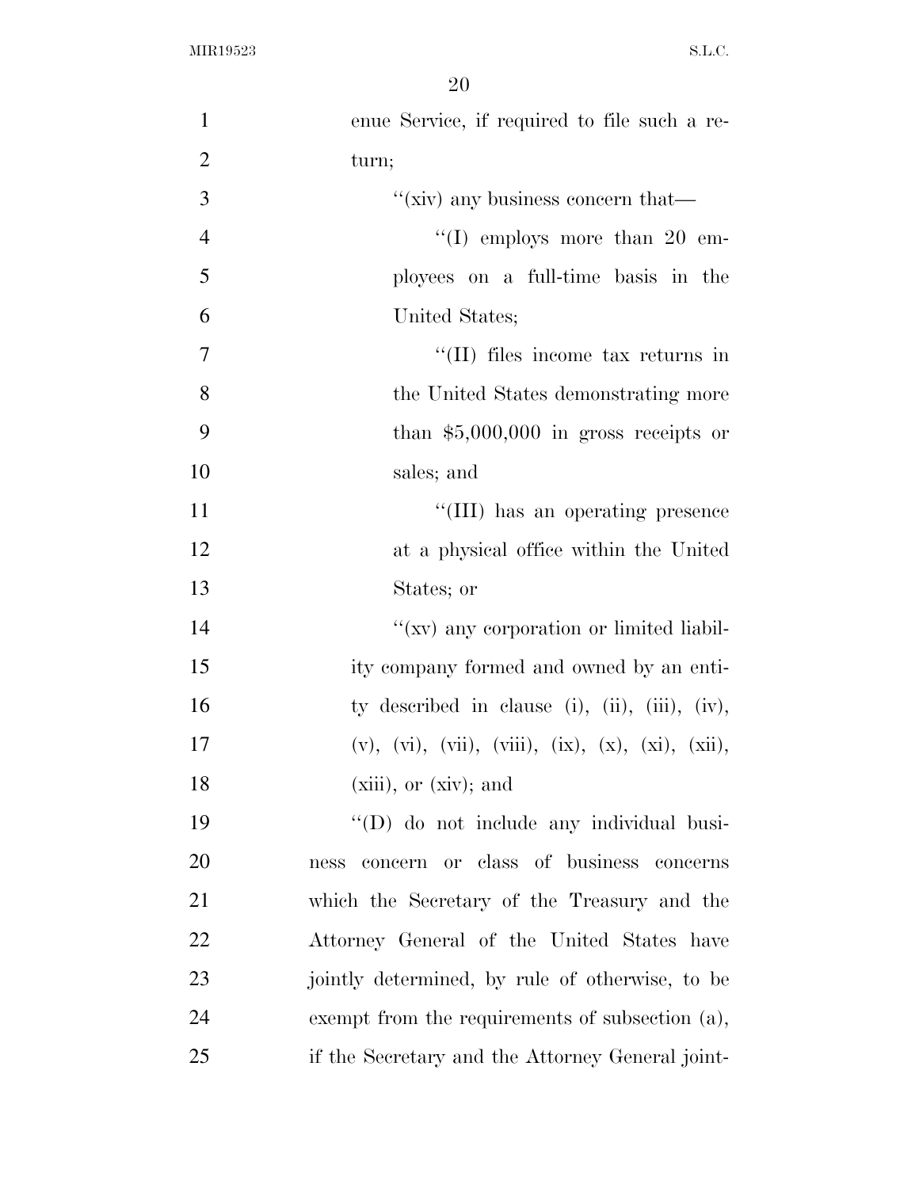enue Service, if required to file such a return;

''(xiv) any business concern that—

''(I) employs more than 20 employees on a full-time basis in the United States;

''(II) files income tax returns in the United States demonstrating more than $5,000,000 in gross receipts or sales; and

''(III) has an operating presence at a physical office within the United States; or

''(xv) any corporation or limited liability company formed and owned by an entity described in clause (i), (ii), (iii), (iv), (v), (vi), (vii), (viii), (ix), (x), (xi), (xii), (xiii), or (xiv); and

''(D) do not include any individual business concern or class of business concerns which the Secretary of the Treasury and the Attorney General of the United States have jointly determined, by rule of otherwise, to be exempt from the requirements of subsection (a), if the Secretary and the Attorney General joint-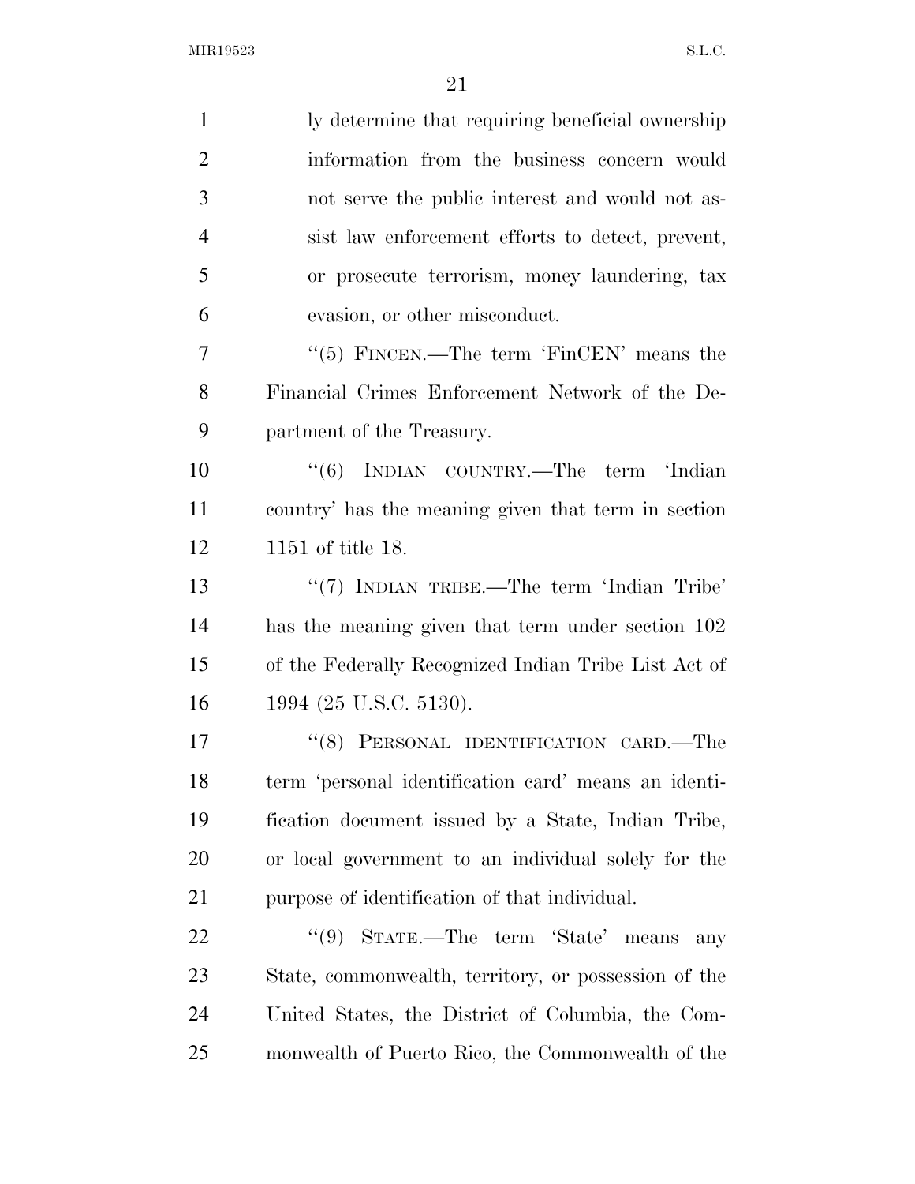ly determine that requiring beneficial ownership information from the business concern would not serve the public interest and would not assist law enforcement efforts to detect, prevent, or prosecute terrorism, money laundering, tax evasion, or other misconduct.

"(5) FINCEN.—The term 'FinCEN' means the Financial Crimes Enforcement Network of the Department of the Treasury.

"(6) INDIAN COUNTRY.—The term 'Indian country' has the meaning given that term in section 1151 of title 18.

"(7) INDIAN TRIBE.—The term 'Indian Tribe' has the meaning given that term under section 102 of the Federally Recognized Indian Tribe List Act of 1994 (25 U.S.C. 5130).

"(8) PERSONAL IDENTIFICATION CARD.—The term 'personal identification card' means an identification document issued by a State, Indian Tribe, or local government to an individual solely for the purpose of identification of that individual.

"(9) STATE.—The term 'State' means any State, commonwealth, territory, or possession of the United States, the District of Columbia, the Commonwealth of Puerto Rico, the Commonwealth of the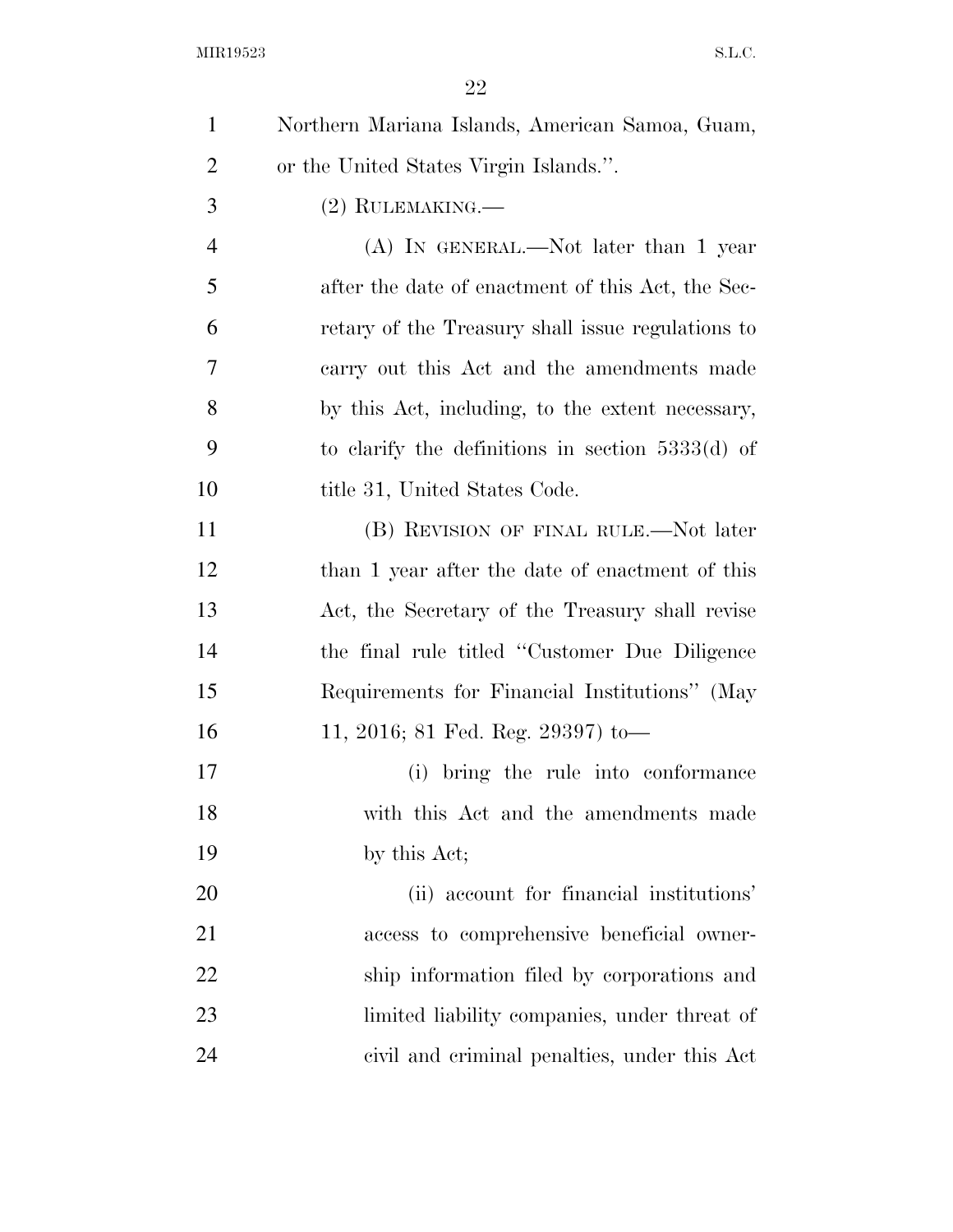Northern Mariana Islands, American Samoa, Guam, or the United States Virgin Islands.''.

(2) RULEMAKING.—

(A) IN GENERAL.—Not later than 1 year after the date of enactment of this Act, the Secretary of the Treasury shall issue regulations to carry out this Act and the amendments made by this Act, including, to the extent necessary, to clarify the definitions in section 5333(d) of title 31, United States Code.

(B) REVISION OF FINAL RULE.—Not later than 1 year after the date of enactment of this Act, the Secretary of the Treasury shall revise the final rule titled ''Customer Due Diligence Requirements for Financial Institutions'' (May 11, 2016; 81 Fed. Reg. 29397) to—

(i) bring the rule into conformance with this Act and the amendments made by this Act;

(ii) account for financial institutions' access to comprehensive beneficial ownership information filed by corporations and limited liability companies, under threat of civil and criminal penalties, under this Act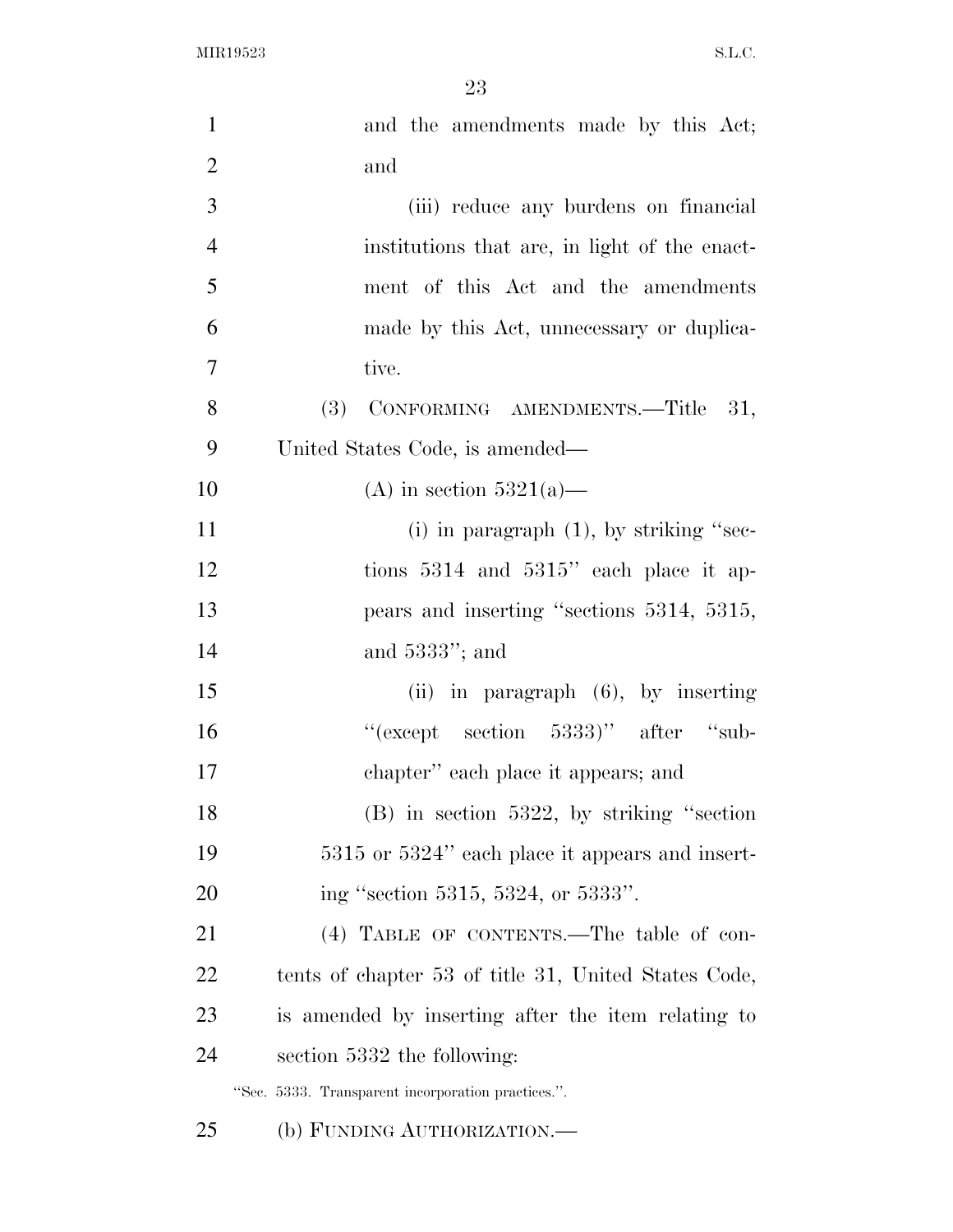and the amendments made by this Act; and

(iii) reduce any burdens on financial institutions that are, in light of the enactment of this Act and the amendments made by this Act, unnecessary or duplicative.

(3) CONFORMING AMENDMENTS.—Title 31, United States Code, is amended—

(A) in section 5321(a)—

(i) in paragraph (1), by striking "sections 5314 and 5315" each place it appears and inserting "sections 5314, 5315, and 5333"; and

(ii) in paragraph (6), by inserting "(except section 5333)" after "subchapter" each place it appears; and

(B) in section 5322, by striking "section 5315 or 5324" each place it appears and inserting "section 5315, 5324, or 5333".

(4) TABLE OF CONTENTS.—The table of contents of chapter 53 of title 31, United States Code, is amended by inserting after the item relating to section 5332 the following:

"Sec. 5333. Transparent incorporation practices.".

(b) FUNDING AUTHORIZATION.—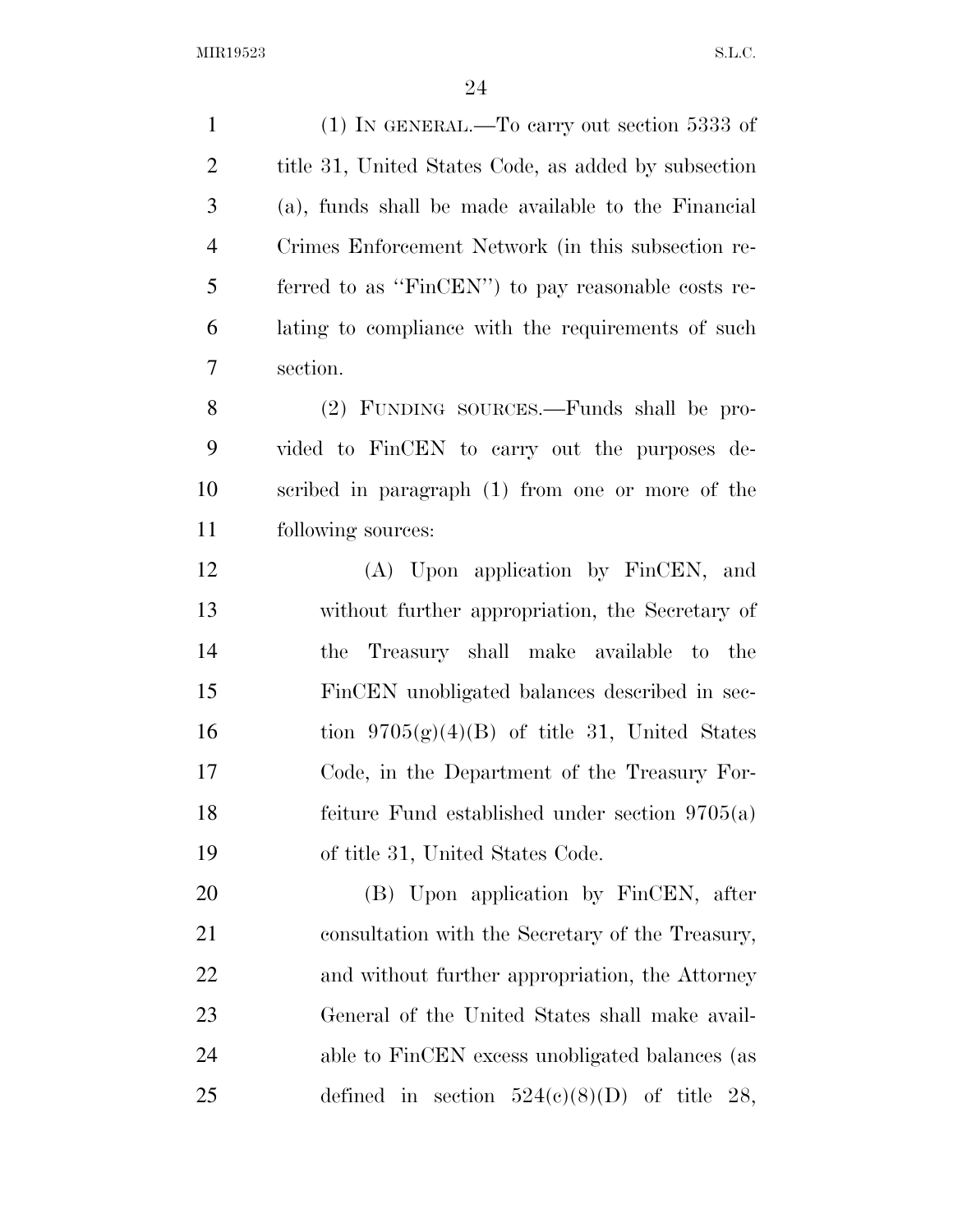(1) IN GENERAL.—To carry out section 5333 of title 31, United States Code, as added by subsection (a), funds shall be made available to the Financial Crimes Enforcement Network (in this subsection referred to as ''FinCEN'') to pay reasonable costs relating to compliance with the requirements of such section.

(2) FUNDING SOURCES.—Funds shall be provided to FinCEN to carry out the purposes described in paragraph (1) from one or more of the following sources:

(A) Upon application by FinCEN, and without further appropriation, the Secretary of the Treasury shall make available to the FinCEN unobligated balances described in section 9705(g)(4)(B) of title 31, United States Code, in the Department of the Treasury Forfeiture Fund established under section 9705(a) of title 31, United States Code.

(B) Upon application by FinCEN, after consultation with the Secretary of the Treasury, and without further appropriation, the Attorney General of the United States shall make available to FinCEN excess unobligated balances (as defined in section 524(c)(8)(D) of title 28,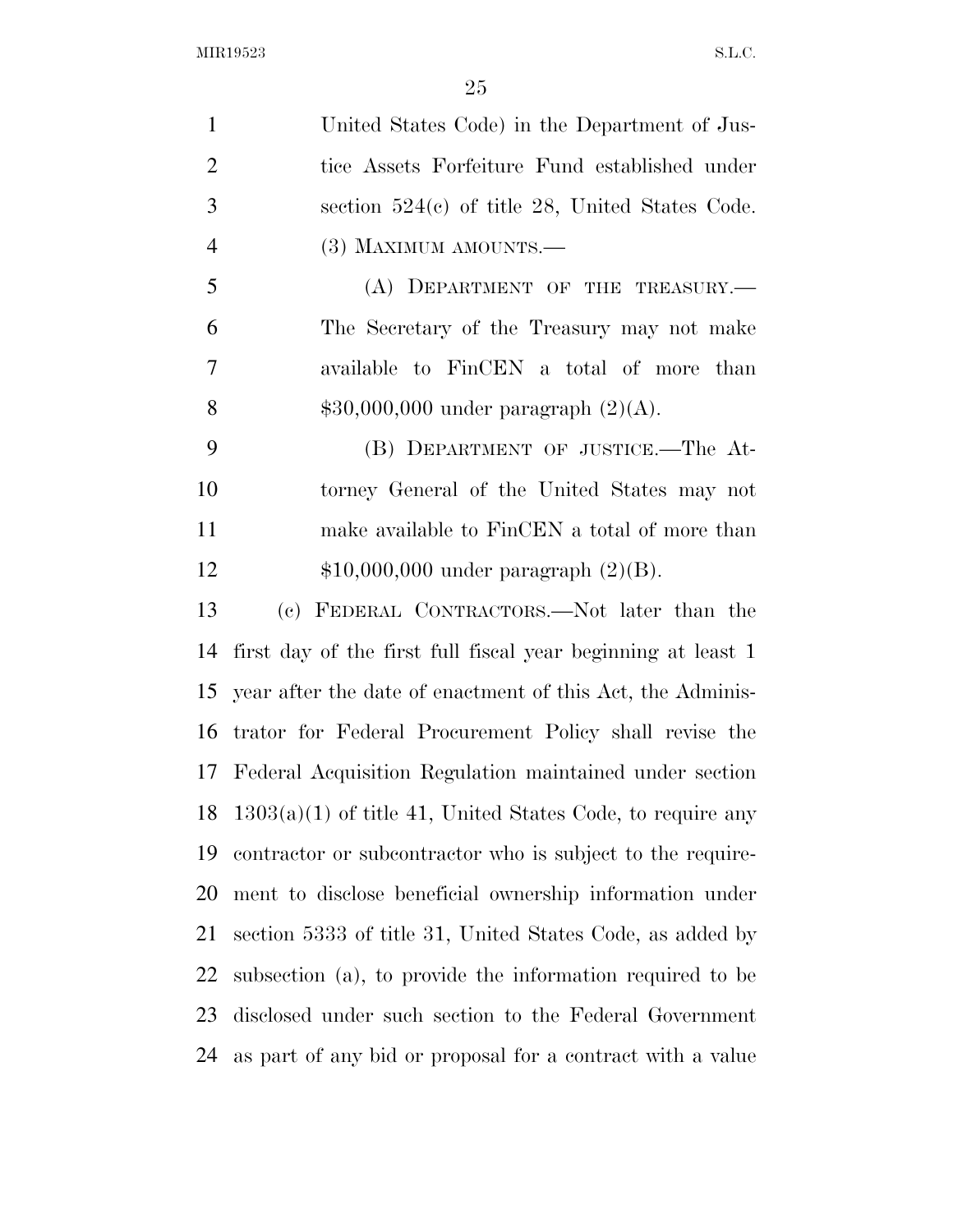United States Code) in the Department of Justice Assets Forfeiture Fund established under section 524(c) of title 28, United States Code.

(3) MAXIMUM AMOUNTS.—

(A) DEPARTMENT OF THE TREASURY.—The Secretary of the Treasury may not make available to FinCEN a total of more than $30,000,000 under paragraph (2)(A).

(B) DEPARTMENT OF JUSTICE.—The Attorney General of the United States may not make available to FinCEN a total of more than $10,000,000 under paragraph (2)(B).

(c) FEDERAL CONTRACTORS.—Not later than the first day of the first full fiscal year beginning at least 1 year after the date of enactment of this Act, the Administrator for Federal Procurement Policy shall revise the Federal Acquisition Regulation maintained under section 1303(a)(1) of title 41, United States Code, to require any contractor or subcontractor who is subject to the requirement to disclose beneficial ownership information under section 5333 of title 31, United States Code, as added by subsection (a), to provide the information required to be disclosed under such section to the Federal Government as part of any bid or proposal for a contract with a value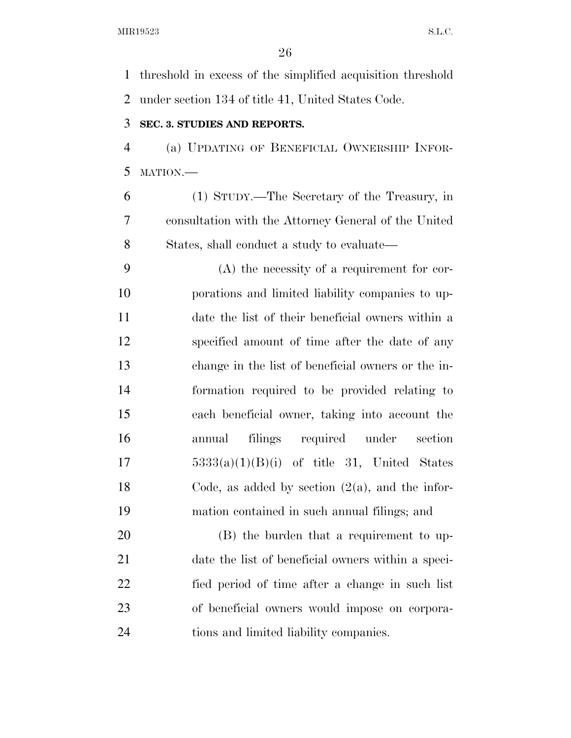threshold in excess of the simplified acquisition threshold under section 134 of title 41, United States Code.

### SEC. 3. STUDIES AND REPORTS.

(a) UPDATING OF BENEFICIAL OWNERSHIP INFORMATION.—

(1) STUDY.—The Secretary of the Treasury, in consultation with the Attorney General of the United States, shall conduct a study to evaluate—

(A) the necessity of a requirement for corporations and limited liability companies to update the list of their beneficial owners within a specified amount of time after the date of any change in the list of beneficial owners or the information required to be provided relating to each beneficial owner, taking into account the annual filings required under section 5333(a)(1)(B)(i) of title 31, United States Code, as added by section (2(a), and the information contained in such annual filings; and

(B) the burden that a requirement to update the list of beneficial owners within a specified period of time after a change in such list of beneficial owners would impose on corporations and limited liability companies.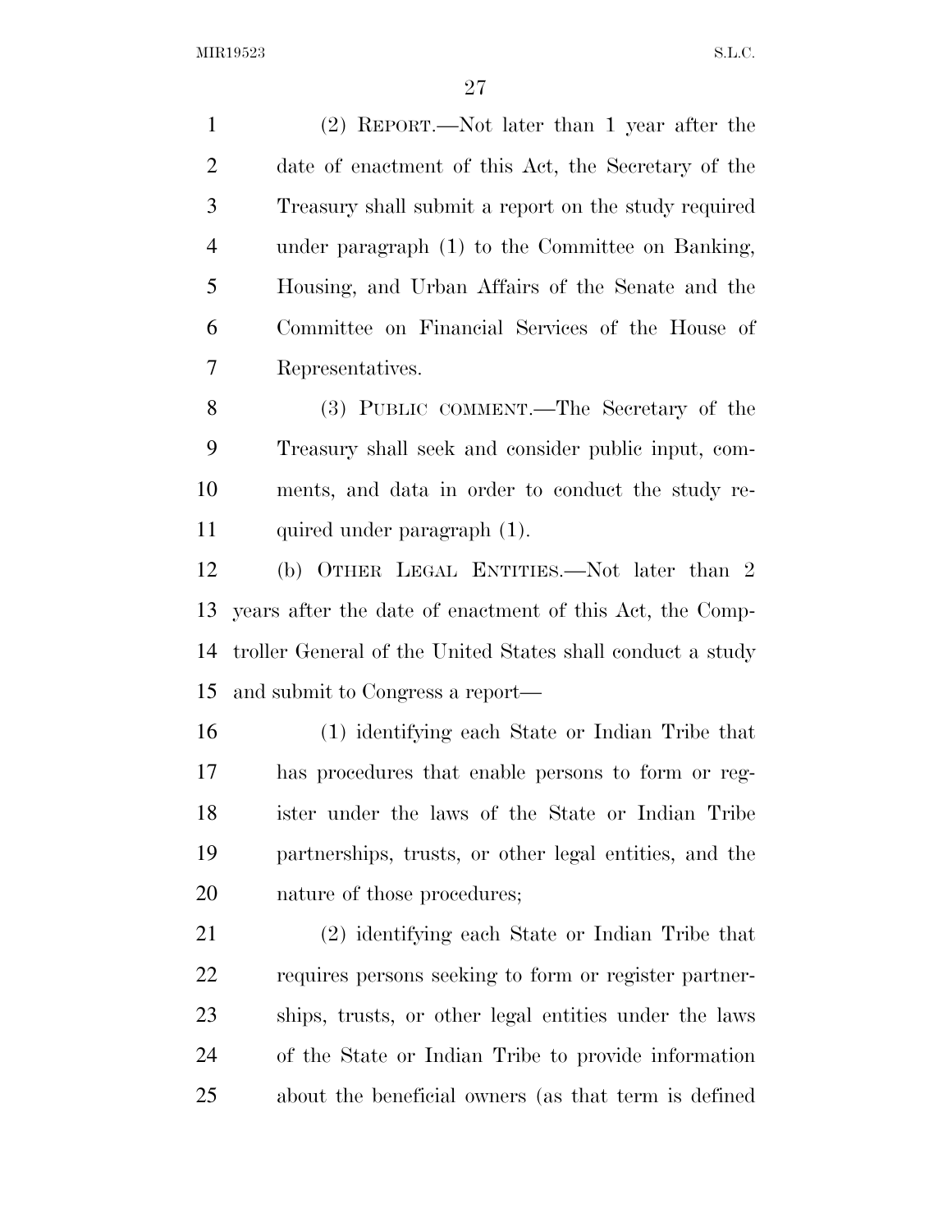(2) REPORT.—Not later than 1 year after the date of enactment of this Act, the Secretary of the Treasury shall submit a report on the study required under paragraph (1) to the Committee on Banking, Housing, and Urban Affairs of the Senate and the Committee on Financial Services of the House of Representatives.

(3) PUBLIC COMMENT.—The Secretary of the Treasury shall seek and consider public input, comments, and data in order to conduct the study required under paragraph (1).

(b) OTHER LEGAL ENTITIES.—Not later than 2 years after the date of enactment of this Act, the Comptroller General of the United States shall conduct a study and submit to Congress a report—

(1) identifying each State or Indian Tribe that has procedures that enable persons to form or register under the laws of the State or Indian Tribe partnerships, trusts, or other legal entities, and the nature of those procedures;

(2) identifying each State or Indian Tribe that requires persons seeking to form or register partnerships, trusts, or other legal entities under the laws of the State or Indian Tribe to provide information about the beneficial owners (as that term is defined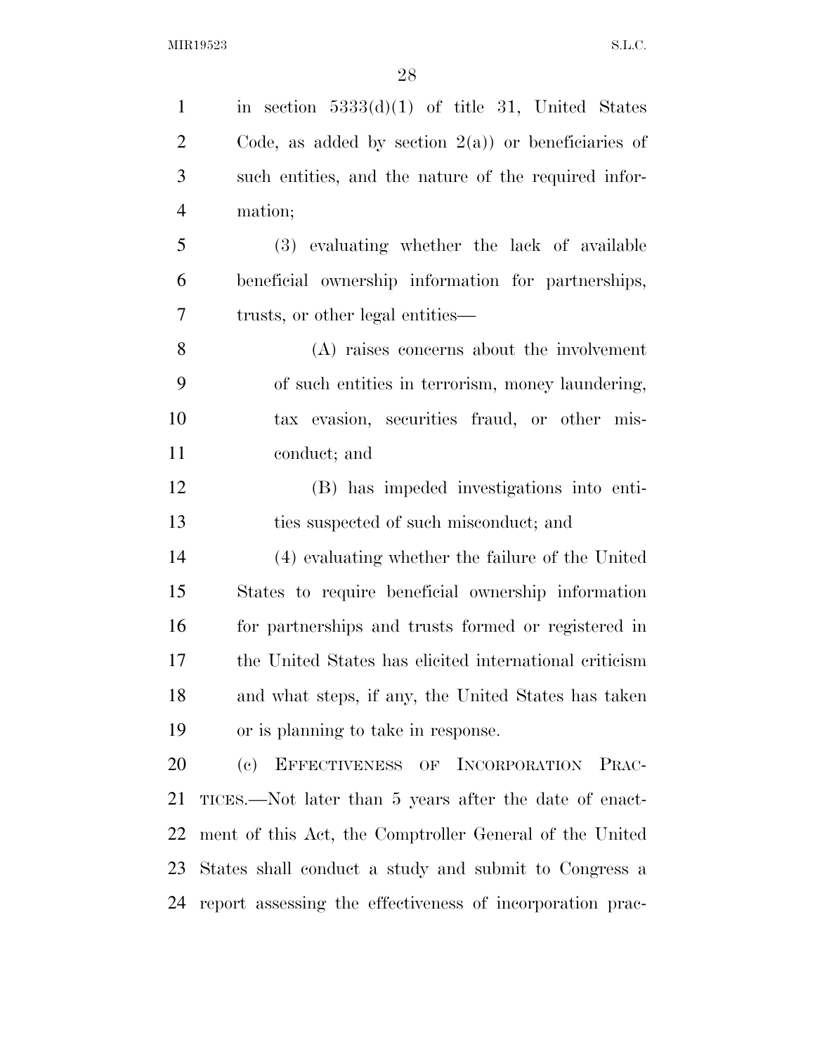in section 5333(d)(1) of title 31, United States Code, as added by section 2(a)) or beneficiaries of such entities, and the nature of the required information;

(3) evaluating whether the lack of available beneficial ownership information for partnerships, trusts, or other legal entities—

(A) raises concerns about the involvement of such entities in terrorism, money laundering, tax evasion, securities fraud, or other misconduct; and

(B) has impeded investigations into entities suspected of such misconduct; and

(4) evaluating whether the failure of the United States to require beneficial ownership information for partnerships and trusts formed or registered in the United States has elicited international criticism and what steps, if any, the United States has taken or is planning to take in response.

(c) EFFECTIVENESS OF INCORPORATION PRACTICES.—Not later than 5 years after the date of enactment of this Act, the Comptroller General of the United States shall conduct a study and submit to Congress a report assessing the effectiveness of incorporation prac-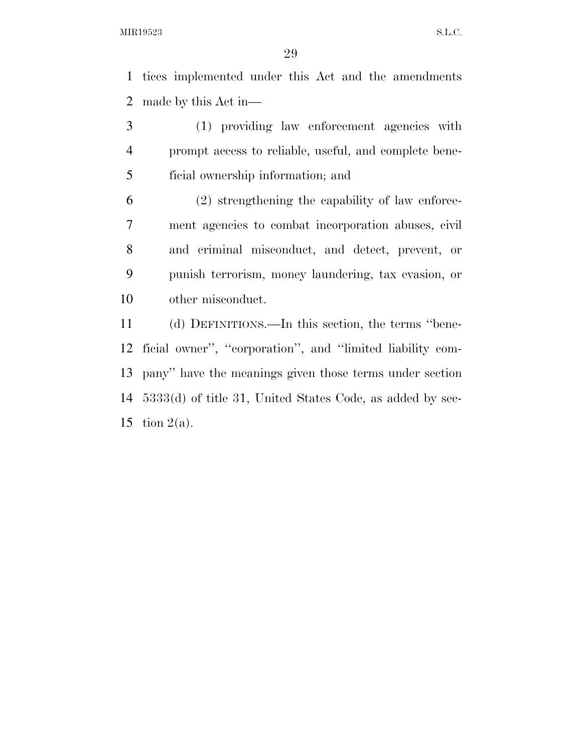tices implemented under this Act and the amendments made by this Act in—

(1) providing law enforcement agencies with prompt access to reliable, useful, and complete beneficial ownership information; and

(2) strengthening the capability of law enforcement agencies to combat incorporation abuses, civil and criminal misconduct, and detect, prevent, or punish terrorism, money laundering, tax evasion, or other misconduct.

(d) DEFINITIONS.—In this section, the terms ''beneficial owner'', ''corporation'', and ''limited liability company'' have the meanings given those terms under section 5333(d) of title 31, United States Code, as added by section 2(a).